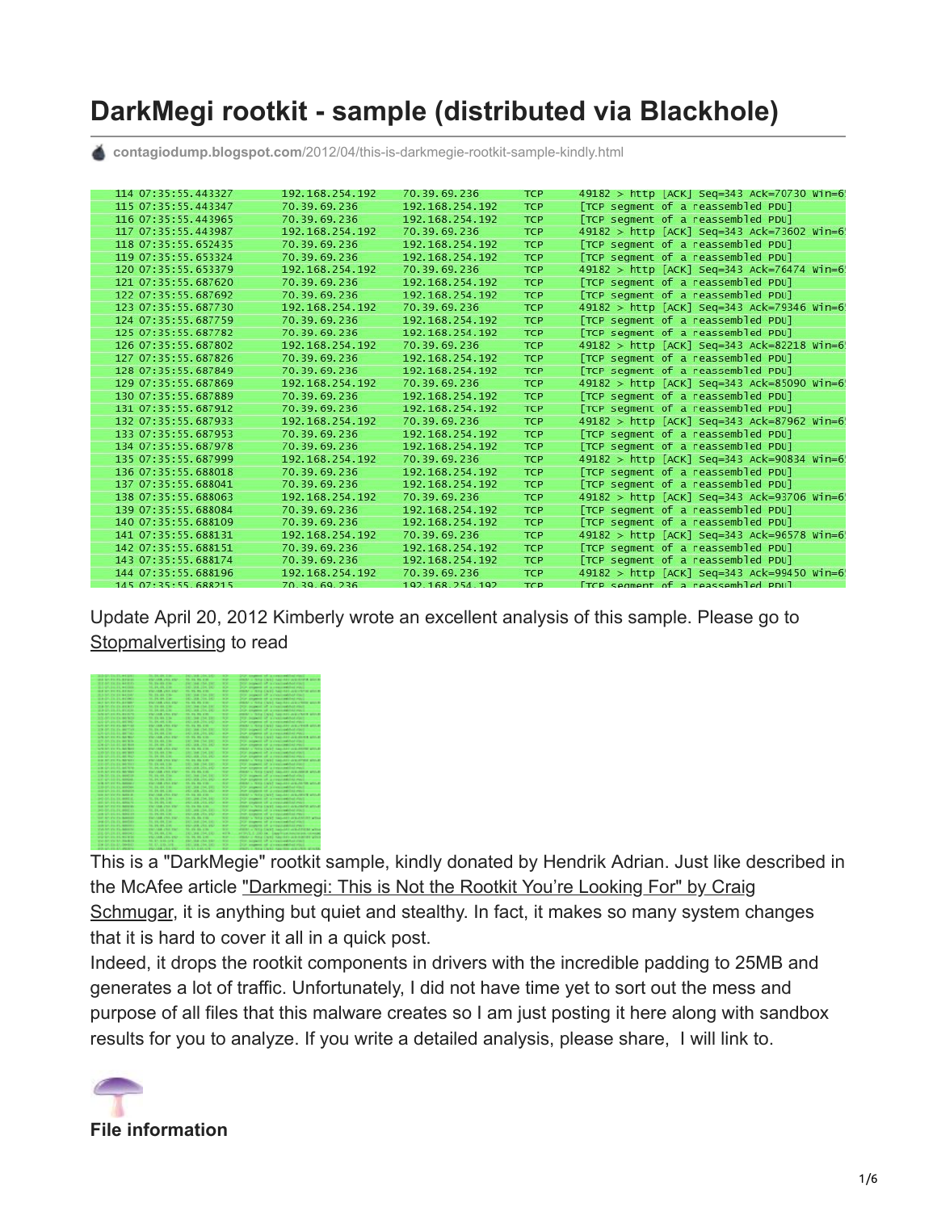# DarkMegi rootkit - sample (distributed via Blackhole)

contagiodump.blogspot.com/2012/04/this-is-darkmegie-rootkit-sample-kindly.html

```
114 07:35:55.443327   192.168.254.192   70.39.69.236      TCP   49182 > http [ACK] Seq=343 Ack=70730 Win=6
115 07:35:55.443347   70.39.69.236      192.168.254.192   TCP   [TCP segment of a reassembled PDU]
116 07:35:55.443965   70.39.69.236      192.168.254.192   TCP   [TCP segment of a reassembled PDU]
117 07:35:55.443987   192.168.254.192   70.39.69.236      TCP   49182 > http [ACK] Seq=343 Ack=73602 Win=6
118 07:35:55.652435   70.39.69.236      192.168.254.192   TCP   [TCP segment of a reassembled PDU]
119 07:35:55.653324   70.39.69.236      192.168.254.192   TCP   [TCP segment of a reassembled PDU]
120 07:35:55.653379   192.168.254.192   70.39.69.236      TCP   49182 > http [ACK] Seq=343 Ack=76474 Win=6
121 07:35:55.687620   70.39.69.236      192.168.254.192   TCP   [TCP segment of a reassembled PDU]
122 07:35:55.687692   70.39.69.236      192.168.254.192   TCP   [TCP segment of a reassembled PDU]
123 07:35:55.687730   192.168.254.192   70.39.69.236      TCP   49182 > http [ACK] Seq=343 Ack=79346 Win=6
124 07:35:55.687759   70.39.69.236      192.168.254.192   TCP   [TCP segment of a reassembled PDU]
125 07:35:55.687782   70.39.69.236      192.168.254.192   TCP   [TCP segment of a reassembled PDU]
126 07:35:55.687802   192.168.254.192   70.39.69.236      TCP   49182 > http [ACK] Seq=343 Ack=82218 Win=6
127 07:35:55.687826   70.39.69.236      192.168.254.192   TCP   [TCP segment of a reassembled PDU]
128 07:35:55.687849   70.39.69.236      192.168.254.192   TCP   [TCP segment of a reassembled PDU]
129 07:35:55.687869   192.168.254.192   70.39.69.236      TCP   49182 > http [ACK] Seq=343 Ack=85090 Win=6
130 07:35:55.687889   70.39.69.236      192.168.254.192   TCP   [TCP segment of a reassembled PDU]
131 07:35:55.687912   70.39.69.236      192.168.254.192   TCP   [TCP segment of a reassembled PDU]
132 07:35:55.687933   192.168.254.192   70.39.69.236      TCP   49182 > http [ACK] Seq=343 Ack=87962 Win=6
133 07:35:55.687953   70.39.69.236      192.168.254.192   TCP   [TCP segment of a reassembled PDU]
134 07:35:55.687978   70.39.69.236      192.168.254.192   TCP   [TCP segment of a reassembled PDU]
135 07:35:55.687999   192.168.254.192   70.39.69.236      TCP   49182 > http [ACK] Seq=343 Ack=90834 Win=6
136 07:35:55.688018   70.39.69.236      192.168.254.192   TCP   [TCP segment of a reassembled PDU]
137 07:35:55.688041   70.39.69.236      192.168.254.192   TCP   [TCP segment of a reassembled PDU]
138 07:35:55.688063   192.168.254.192   70.39.69.236      TCP   49182 > http [ACK] Seq=343 Ack=93706 Win=6
139 07:35:55.688084   70.39.69.236      192.168.254.192   TCP   [TCP segment of a reassembled PDU]
140 07:35:55.688109   70.39.69.236      192.168.254.192   TCP   [TCP segment of a reassembled PDU]
141 07:35:55.688131   192.168.254.192   70.39.69.236      TCP   49182 > http [ACK] Seq=343 Ack=96578 Win=6
142 07:35:55.688151   70.39.69.236      192.168.254.192   TCP   [TCP segment of a reassembled PDU]
143 07:35:55.688174   70.39.69.236      192.168.254.192   TCP   [TCP segment of a reassembled PDU]
144 07:35:55.688196   192.168.254.192   70.39.69.236      TCP   49182 > http [ACK] Seq=343 Ack=99450 Win=6
145 07:35:55.688215   70.39.69.236      192.168.254.192   TCP   [TCP segment of a reassembled PDU]
```

Update April 20, 2012 Kimberly wrote an excellent analysis of this sample. Please go to Stopmalvertising to read

This is a "DarkMegie" rootkit sample, kindly donated by Hendrik Adrian. Just like described in the McAfee article "Darkmegi: This is Not the Rootkit You're Looking For" by Craig Schmugar, it is anything but quiet and stealthy. In fact, it makes so many system changes that it is hard to cover it all in a quick post.

Indeed, it drops the rootkit components in drivers with the incredible padding to 25MB and generates a lot of traffic. Unfortunately, I did not have time yet to sort out the mess and purpose of all files that this malware creates so I am just posting it here along with sandbox results for you to analyze. If you write a detailed analysis, please share, I will link to.

**File information**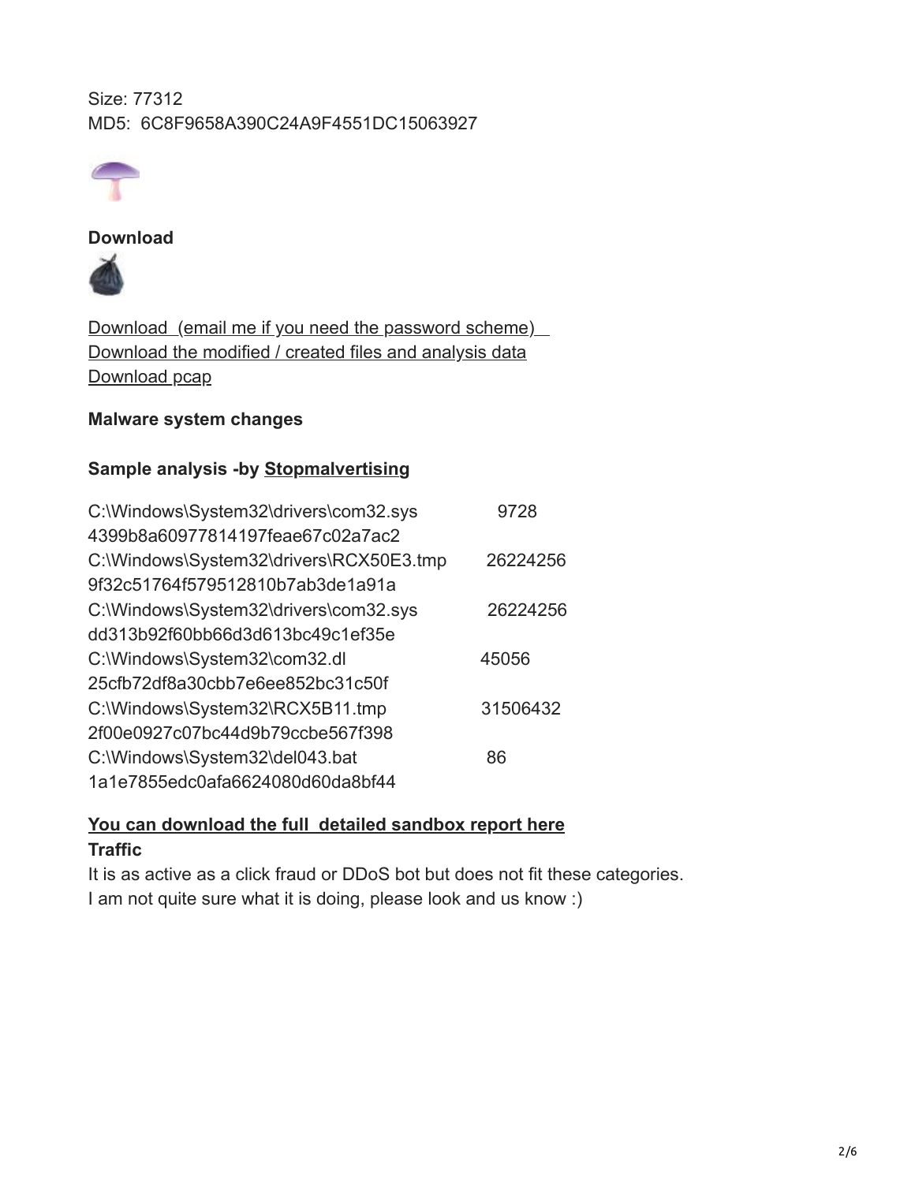Size: 77312
MD5: 6C8F9658A390C24A9F4551DC15063927

**Download**

Download (email me if you need the password scheme)
Download the modified / created files and analysis data
Download pcap

**Malware system changes**

**Sample analysis -by Stopmalvertising**

C:\Windows\System32\drivers\com32.sys 9728
4399b8a60977814197feae67c02a7ac2
C:\Windows\System32\drivers\RCX50E3.tmp 26224256
9f32c51764f579512810b7ab3de1a91a
C:\Windows\System32\drivers\com32.sys 26224256
dd313b92f60bb66d3d613bc49c1ef35e
C:\Windows\System32\com32.dl 45056
25cfb72df8a30cbb7e6ee852bc31c50f
C:\Windows\System32\RCX5B11.tmp 31506432
2f00e0927c07bc44d9b79ccbe567f398
C:\Windows\System32\del043.bat 86
1a1e7855edc0afa6624080d60da8bf44

**You can download the full detailed sandbox report here**

**Traffic**

It is as active as a click fraud or DDoS bot but does not fit these categories.
I am not quite sure what it is doing, please look and us know :)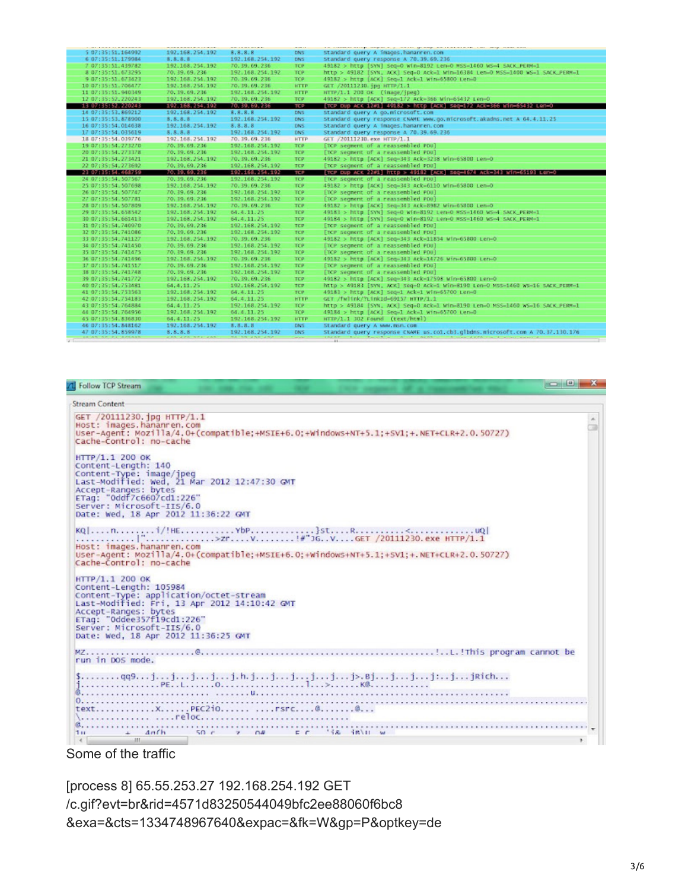Some of the traffic

[process 8] 65.55.253.27 192.168.254.192 GET /c.gif?evt=br&rid=4571d83250544049bfc2ee88060f6bc8&exa=&cts=1334748967640&expac=&fk=W&gp=P&optkey=de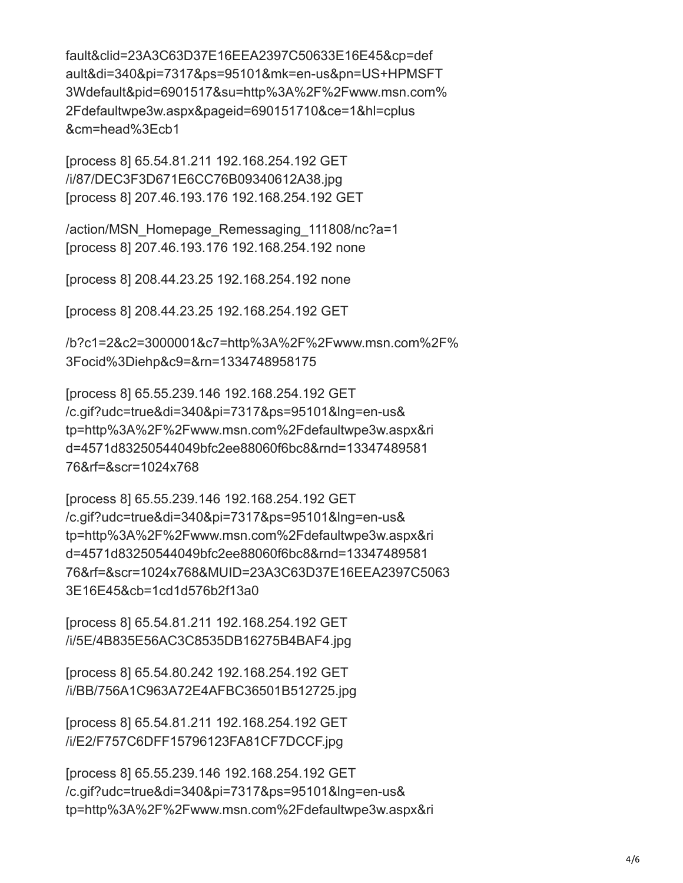fault&clid=23A3C63D37E16EEA2397C50633E16E45&cp=def
ault&di=340&pi=7317&ps=95101&mk=en-us&pn=US+HPMSFT
3Wdefault&pid=6901517&su=http%3A%2F%2Fwww.msn.com%
2Fdefaultwpe3w.aspx&pageid=690151710&ce=1&hl=cplus
&cm=head%3Ecb1

[process 8] 65.54.81.211 192.168.254.192 GET
/i/87/DEC3F3D671E6CC76B09340612A38.jpg
[process 8] 207.46.193.176 192.168.254.192 GET

/action/MSN_Homepage_Remessaging_111808/nc?a=1
[process 8] 207.46.193.176 192.168.254.192 none

[process 8] 208.44.23.25 192.168.254.192 none

[process 8] 208.44.23.25 192.168.254.192 GET

/b?c1=2&c2=3000001&c7=http%3A%2F%2Fwww.msn.com%2F%
3Focid%3Diehp&c9=&rn=1334748958175

[process 8] 65.55.239.146 192.168.254.192 GET
/c.gif?udc=true&di=340&pi=7317&ps=95101&lng=en-us&
tp=http%3A%2F%2Fwww.msn.com%2Fdefaultwpe3w.aspx&ri
d=4571d83250544049bfc2ee88060f6bc8&rnd=13347489581
76&rf=&scr=1024x768

[process 8] 65.55.239.146 192.168.254.192 GET
/c.gif?udc=true&di=340&pi=7317&ps=95101&lng=en-us&
tp=http%3A%2F%2Fwww.msn.com%2Fdefaultwpe3w.aspx&ri
d=4571d83250544049bfc2ee88060f6bc8&rnd=13347489581
76&rf=&scr=1024x768&MUID=23A3C63D37E16EEA2397C5063
3E16E45&cb=1cd1d576b2f13a0

[process 8] 65.54.81.211 192.168.254.192 GET
/i/5E/4B835E56AC3C8535DB16275B4BAF4.jpg

[process 8] 65.54.80.242 192.168.254.192 GET
/i/BB/756A1C963A72E4AFBC36501B512725.jpg

[process 8] 65.54.81.211 192.168.254.192 GET
/i/E2/F757C6DFF15796123FA81CF7DCCF.jpg

[process 8] 65.55.239.146 192.168.254.192 GET
/c.gif?udc=true&di=340&pi=7317&ps=95101&lng=en-us&
tp=http%3A%2F%2Fwww.msn.com%2Fdefaultwpe3w.aspx&ri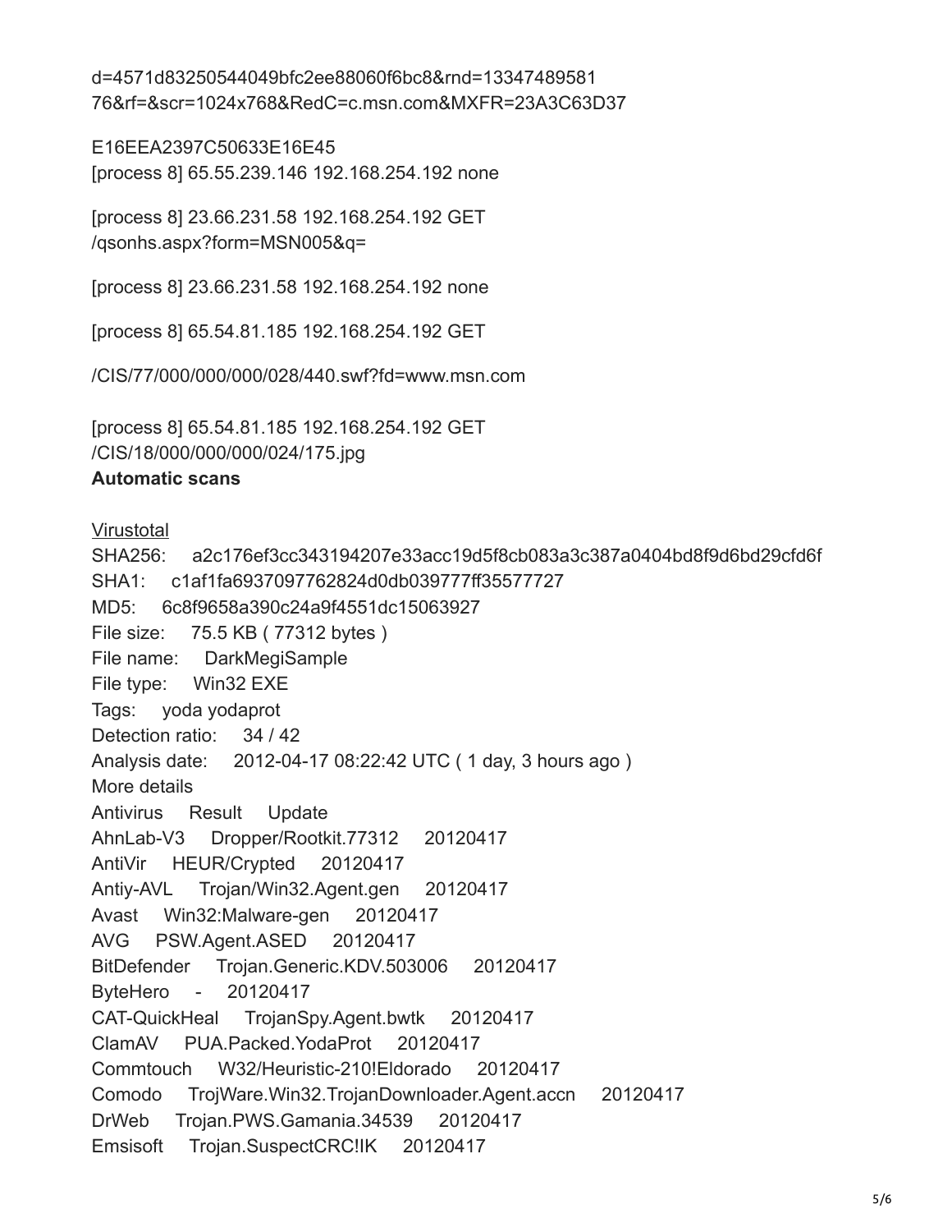d=4571d83250544049bfc2ee88060f6bc8&rnd=13347489581
76&rf=&scr=1024x768&RedC=c.msn.com&MXFR=23A3C63D37

E16EEA2397C50633E16E45
[process 8] 65.55.239.146 192.168.254.192 none

[process 8] 23.66.231.58 192.168.254.192 GET
/qsonhs.aspx?form=MSN005&q=

[process 8] 23.66.231.58 192.168.254.192 none

[process 8] 65.54.81.185 192.168.254.192 GET

/CIS/77/000/000/000/028/440.swf?fd=www.msn.com

[process 8] 65.54.81.185 192.168.254.192 GET
/CIS/18/000/000/000/024/175.jpg

**Automatic scans**

Virustotal
SHA256: a2c176ef3cc343194207e33acc19d5f8cb083a3c387a0404bd8f9d6bd29cfd6f
SHA1: c1af1fa6937097762824d0db039777ff35577727
MD5: 6c8f9658a390c24a9f4551dc15063927
File size: 75.5 KB ( 77312 bytes )
File name: DarkMegiSample
File type: Win32 EXE
Tags: yoda yodaprot
Detection ratio: 34 / 42
Analysis date: 2012-04-17 08:22:42 UTC ( 1 day, 3 hours ago )
More details

| Antivirus | Result | Update |
|---|---|---|
| AhnLab-V3 | Dropper/Rootkit.77312 | 20120417 |
| AntiVir | HEUR/Crypted | 20120417 |
| Antiy-AVL | Trojan/Win32.Agent.gen | 20120417 |
| Avast | Win32:Malware-gen | 20120417 |
| AVG | PSW.Agent.ASED | 20120417 |
| BitDefender | Trojan.Generic.KDV.503006 | 20120417 |
| ByteHero | - | 20120417 |
| CAT-QuickHeal | TrojanSpy.Agent.bwtk | 20120417 |
| ClamAV | PUA.Packed.YodaProt | 20120417 |
| Commtouch | W32/Heuristic-210!Eldorado | 20120417 |
| Comodo | TrojWare.Win32.TrojanDownloader.Agent.accn | 20120417 |
| DrWeb | Trojan.PWS.Gamania.34539 | 20120417 |
| Emsisoft | Trojan.SuspectCRC!IK | 20120417 |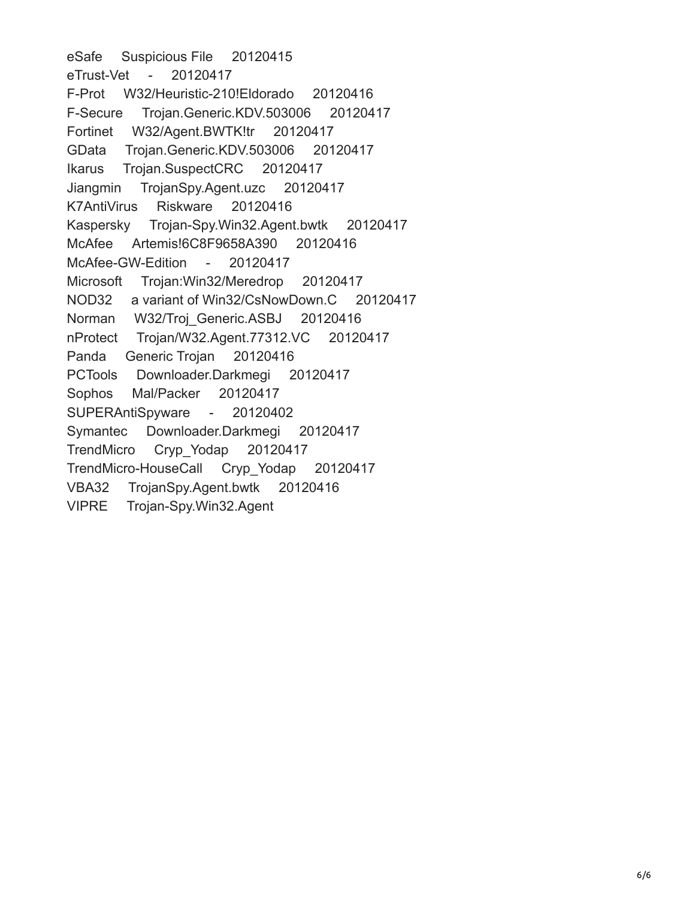eSafe Suspicious File 20120415
eTrust-Vet - 20120417
F-Prot W32/Heuristic-210!Eldorado 20120416
F-Secure Trojan.Generic.KDV.503006 20120417
Fortinet W32/Agent.BWTK!tr 20120417
GData Trojan.Generic.KDV.503006 20120417
Ikarus Trojan.SuspectCRC 20120417
Jiangmin TrojanSpy.Agent.uzc 20120417
K7AntiVirus Riskware 20120416
Kaspersky Trojan-Spy.Win32.Agent.bwtk 20120417
McAfee Artemis!6C8F9658A390 20120416
McAfee-GW-Edition - 20120417
Microsoft Trojan:Win32/Meredrop 20120417
NOD32 a variant of Win32/CsNowDown.C 20120417
Norman W32/Troj_Generic.ASBJ 20120416
nProtect Trojan/W32.Agent.77312.VC 20120417
Panda Generic Trojan 20120416
PCTools Downloader.Darkmegi 20120417
Sophos Mal/Packer 20120417
SUPERAntiSpyware - 20120402
Symantec Downloader.Darkmegi 20120417
TrendMicro Cryp_Yodap 20120417
TrendMicro-HouseCall Cryp_Yodap 20120417
VBA32 TrojanSpy.Agent.bwtk 20120416
VIPRE Trojan-Spy.Win32.Agent